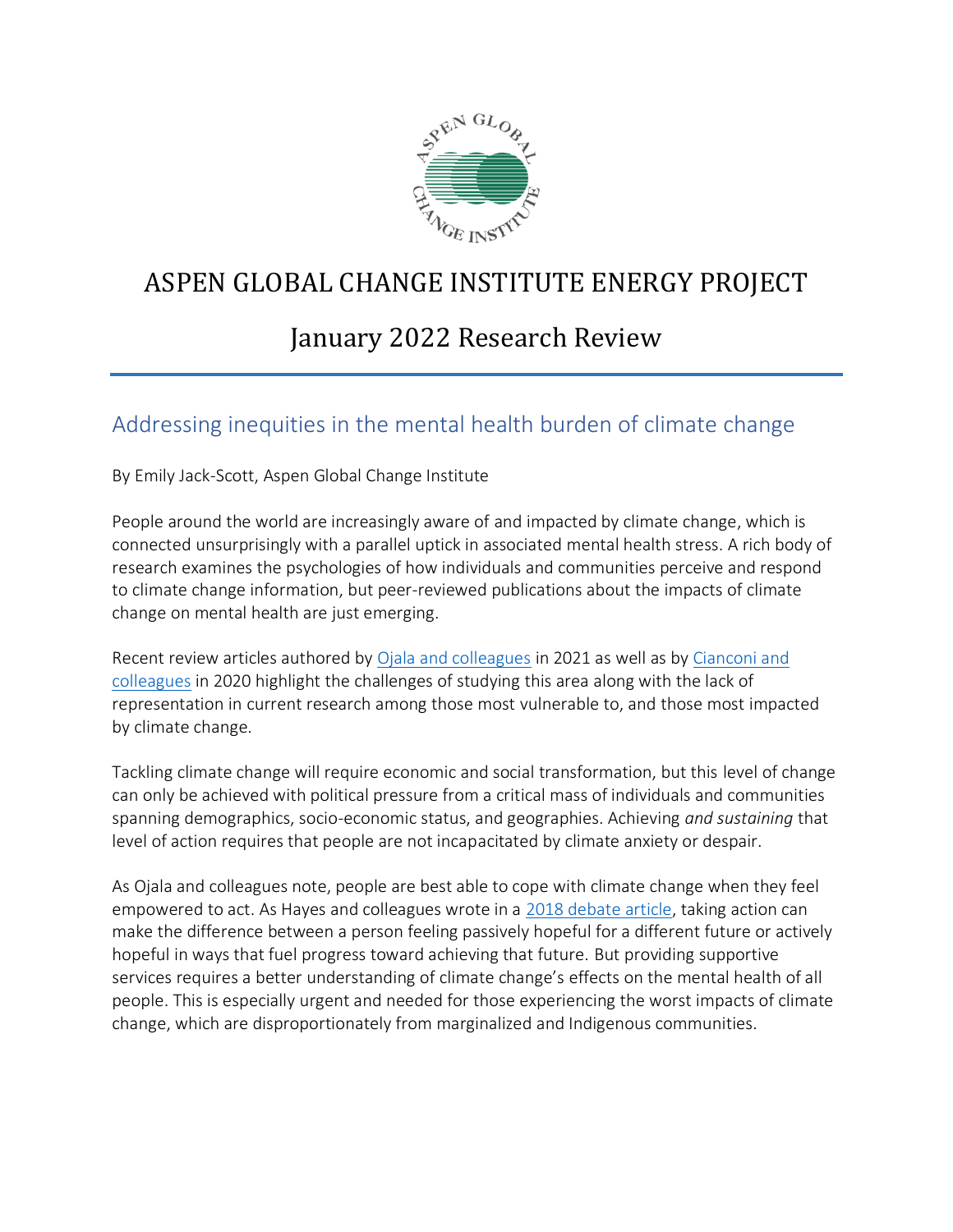# ASPEN GLOBAL CHANGE INSTITUTE ENERGY PROJECT

## January 2022 Research Review

### Addressing inequities in the mental health burden of climate change

By Emily Jack-Scott, Aspen Global Change Institute

People around the world are increasingly aware of and impacted by climate change, which is connected unsurprisingly with a parallel uptick in associated mental health stress. A rich body of research examines the psychologies of how individuals and communities perceive and respond to climate change information, but peer-reviewed publications about the impacts of climate change on mental health are just emerging.

Recent review articles authored by Ojala and colleagues in 2021 as well as by Cianconi and colleagues in 2020 highlight the challenges of studying this area along with the lack of representation in current research among those most vulnerable to, and those most impacted by climate change.

Tackling climate change will require economic and social transformation, but this level of change can only be achieved with political pressure from a critical mass of individuals and communities spanning demographics, socio-economic status, and geographies. Achieving *and sustaining* that level of action requires that people are not incapacitated by climate anxiety or despair.

As Ojala and colleagues note, people are best able to cope with climate change when they feel empowered to act. As Hayes and colleagues wrote in a 2018 debate article, taking action can make the difference between a person feeling passively hopeful for a different future or actively hopeful in ways that fuel progress toward achieving that future. But providing supportive services requires a better understanding of climate change's effects on the mental health of all people. This is especially urgent and needed for those experiencing the worst impacts of climate change, which are disproportionately from marginalized and Indigenous communities.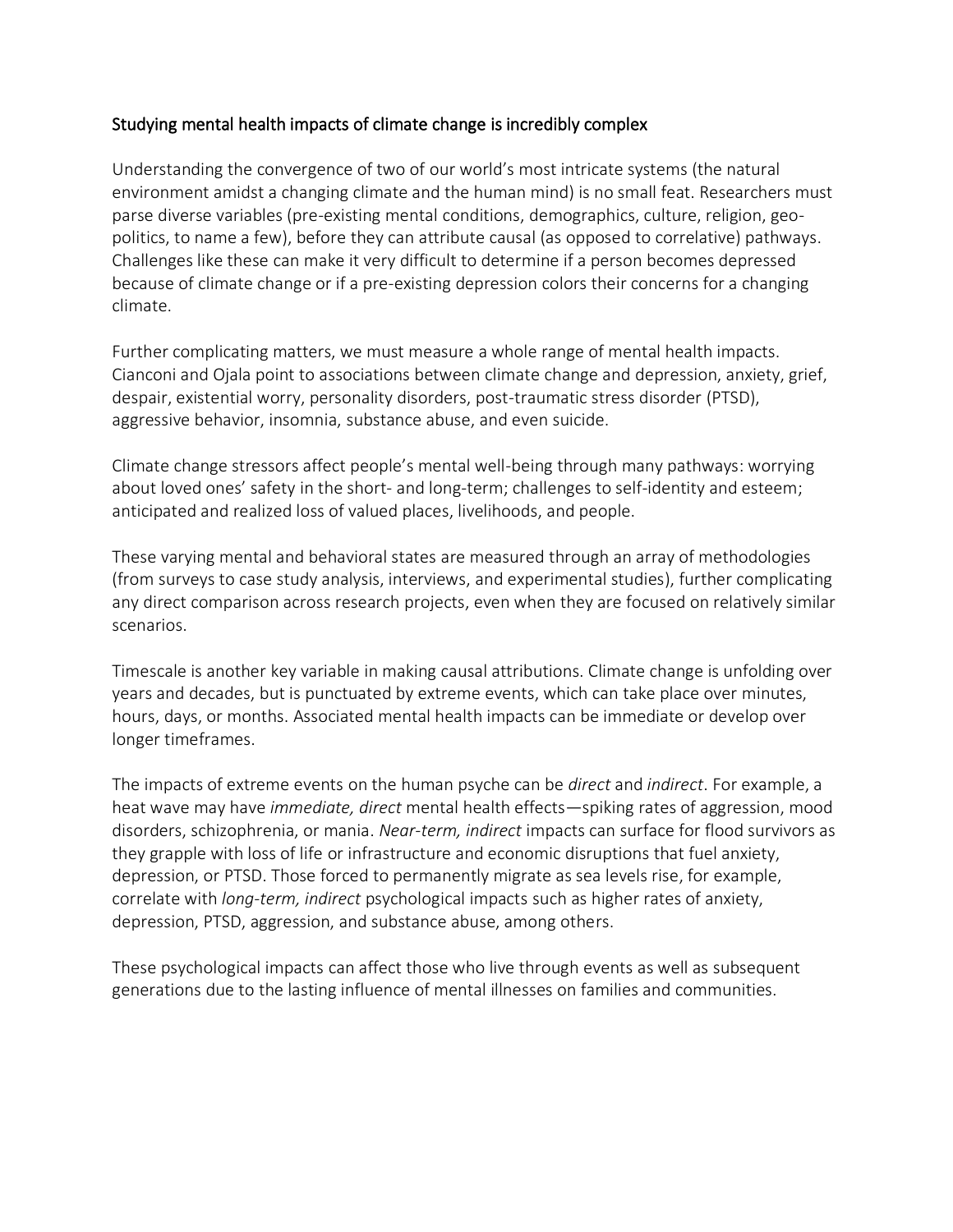## Studying mental health impacts of climate change is incredibly complex

Understanding the convergence of two of our world's most intricate systems (the natural environment amidst a changing climate and the human mind) is no small feat. Researchers must parse diverse variables (pre-existing mental conditions, demographics, culture, religion, geo-politics, to name a few), before they can attribute causal (as opposed to correlative) pathways. Challenges like these can make it very difficult to determine if a person becomes depressed because of climate change or if a pre-existing depression colors their concerns for a changing climate.

Further complicating matters, we must measure a whole range of mental health impacts. Cianconi and Ojala point to associations between climate change and depression, anxiety, grief, despair, existential worry, personality disorders, post-traumatic stress disorder (PTSD), aggressive behavior, insomnia, substance abuse, and even suicide.

Climate change stressors affect people's mental well-being through many pathways: worrying about loved ones' safety in the short- and long-term; challenges to self-identity and esteem; anticipated and realized loss of valued places, livelihoods, and people.

These varying mental and behavioral states are measured through an array of methodologies (from surveys to case study analysis, interviews, and experimental studies), further complicating any direct comparison across research projects, even when they are focused on relatively similar scenarios.

Timescale is another key variable in making causal attributions. Climate change is unfolding over years and decades, but is punctuated by extreme events, which can take place over minutes, hours, days, or months. Associated mental health impacts can be immediate or develop over longer timeframes.

The impacts of extreme events on the human psyche can be *direct* and *indirect*. For example, a heat wave may have *immediate, direct* mental health effects—spiking rates of aggression, mood disorders, schizophrenia, or mania. *Near-term, indirect* impacts can surface for flood survivors as they grapple with loss of life or infrastructure and economic disruptions that fuel anxiety, depression, or PTSD. Those forced to permanently migrate as sea levels rise, for example, correlate with *long-term, indirect* psychological impacts such as higher rates of anxiety, depression, PTSD, aggression, and substance abuse, among others.

These psychological impacts can affect those who live through events as well as subsequent generations due to the lasting influence of mental illnesses on families and communities.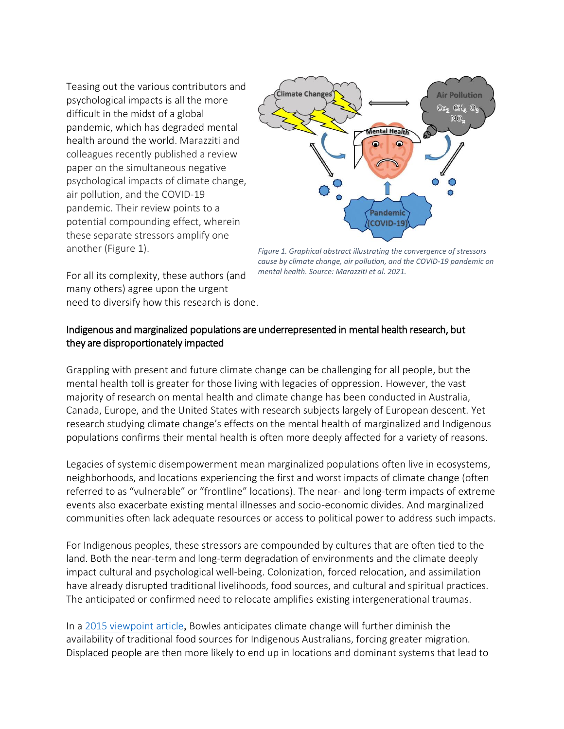Teasing out the various contributors and psychological impacts is all the more difficult in the midst of a global pandemic, which has degraded mental health around the world. Marazziti and colleagues recently published a review paper on the simultaneous negative psychological impacts of climate change, air pollution, and the COVID-19 pandemic. Their review points to a potential compounding effect, wherein these separate stressors amplify one another (Figure 1).

*Figure 1. Graphical abstract illustrating the convergence of stressors cause by climate change, air pollution, and the COVID-19 pandemic on mental health. Source: Marazziti et al. 2021.*

For all its complexity, these authors (and many others) agree upon the urgent need to diversify how this research is done.

### Indigenous and marginalized populations are underrepresented in mental health research, but they are disproportionately impacted

Grappling with present and future climate change can be challenging for all people, but the mental health toll is greater for those living with legacies of oppression. However, the vast majority of research on mental health and climate change has been conducted in Australia, Canada, Europe, and the United States with research subjects largely of European descent. Yet research studying climate change's effects on the mental health of marginalized and Indigenous populations confirms their mental health is often more deeply affected for a variety of reasons.

Legacies of systemic disempowerment mean marginalized populations often live in ecosystems, neighborhoods, and locations experiencing the first and worst impacts of climate change (often referred to as "vulnerable" or "frontline" locations). The near- and long-term impacts of extreme events also exacerbate existing mental illnesses and socio-economic divides. And marginalized communities often lack adequate resources or access to political power to address such impacts.

For Indigenous peoples, these stressors are compounded by cultures that are often tied to the land. Both the near-term and long-term degradation of environments and the climate deeply impact cultural and psychological well-being. Colonization, forced relocation, and assimilation have already disrupted traditional livelihoods, food sources, and cultural and spiritual practices. The anticipated or confirmed need to relocate amplifies existing intergenerational traumas.

In a 2015 viewpoint article, Bowles anticipates climate change will further diminish the availability of traditional food sources for Indigenous Australians, forcing greater migration. Displaced people are then more likely to end up in locations and dominant systems that lead to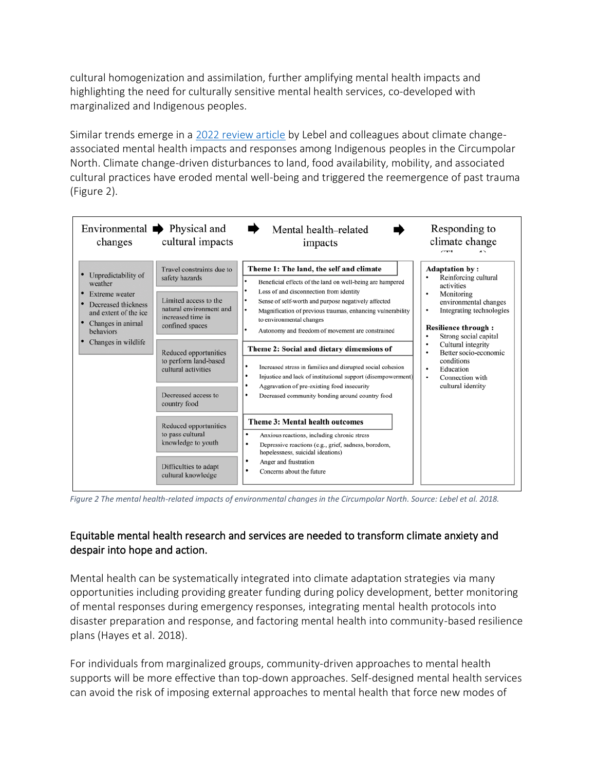cultural homogenization and assimilation, further amplifying mental health impacts and highlighting the need for culturally sensitive mental health services, co-developed with marginalized and Indigenous peoples.

Similar trends emerge in a 2022 review article by Lebel and colleagues about climate change-associated mental health impacts and responses among Indigenous peoples in the Circumpolar North. Climate change-driven disturbances to land, food availability, mobility, and associated cultural practices have eroded mental well-being and triggered the reemergence of past trauma (Figure 2).

**Environmental changes** ➡ **Physical and cultural impacts** ➡ **Mental health–related impacts** ➡ **Responding to climate change**

**Environmental changes**

- Unpredictability of weather
- Extreme weater
- Decreased thickness and extent of the ice
- Changes in animal behaviors
- Changes in wildlife

**Physical and cultural impacts**

- Travel constraints due to safety hazards
- Limited access to the natural environment and increased time in confined spaces
- Reduced opportunities to perform land-based cultural activities
- Decreased access to country food
- Reduced opportunities to pass cultural knowledge to youth
- Difficulties to adapt cultural knowledge

**Mental health–related impacts**

**Theme 1: The land, the self and climate**

- Beneficial effects of the land on well-being are hampered
- Loss of and disconnection from identity
- Sense of self-worth and purpose negatively affected
- Magnification of previous traumas, enhancing vulnerability to environmental changes
- Autonomy and freedom of movement are constrained

**Theme 2: Social and dietary dimensions of**

- Increased stress in families and disrupted social cohesion
- Injustice and lack of institutional support (disempowerment)
- Aggravation of pre-existing food insecurity
- Decreased community bonding around country food

**Theme 3: Mental health outcomes**

- Anxious reactions, including chronic stress
- Depressive reactions (e.g., grief, sadness, boredom, hopelessness, suicidal ideations)
- Anger and frustration
- Concerns about the future

**Responding to climate change**

**Adaptation by :**

- Reinforcing cultural activities
- Monitoring environmental changes
- Integrating technologies

**Resilience through :**

- Strong social capital
- Cultural integrity
- Better socio-economic conditions
- Education
- Connection with cultural identity

*Figure 2 The mental health-related impacts of environmental changes in the Circumpolar North. Source: Lebel et al. 2018.*

### Equitable mental health research and services are needed to transform climate anxiety and despair into hope and action.

Mental health can be systematically integrated into climate adaptation strategies via many opportunities including providing greater funding during policy development, better monitoring of mental responses during emergency responses, integrating mental health protocols into disaster preparation and response, and factoring mental health into community-based resilience plans (Hayes et al. 2018).

For individuals from marginalized groups, community-driven approaches to mental health supports will be more effective than top-down approaches. Self-designed mental health services can avoid the risk of imposing external approaches to mental health that force new modes of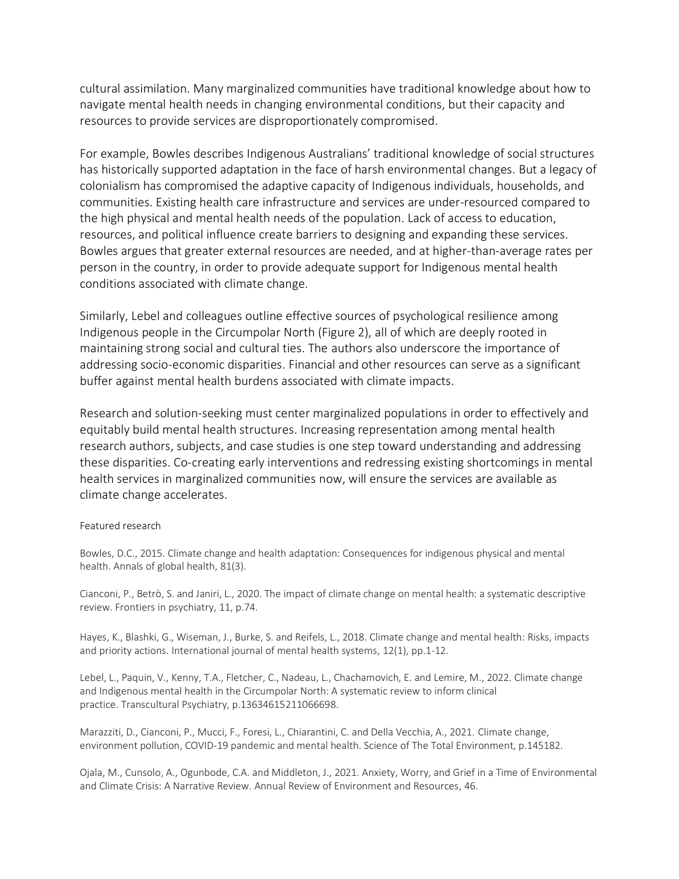cultural assimilation. Many marginalized communities have traditional knowledge about how to navigate mental health needs in changing environmental conditions, but their capacity and resources to provide services are disproportionately compromised.

For example, Bowles describes Indigenous Australians' traditional knowledge of social structures has historically supported adaptation in the face of harsh environmental changes. But a legacy of colonialism has compromised the adaptive capacity of Indigenous individuals, households, and communities. Existing health care infrastructure and services are under-resourced compared to the high physical and mental health needs of the population. Lack of access to education, resources, and political influence create barriers to designing and expanding these services. Bowles argues that greater external resources are needed, and at higher-than-average rates per person in the country, in order to provide adequate support for Indigenous mental health conditions associated with climate change.

Similarly, Lebel and colleagues outline effective sources of psychological resilience among Indigenous people in the Circumpolar North (Figure 2), all of which are deeply rooted in maintaining strong social and cultural ties. The authors also underscore the importance of addressing socio-economic disparities. Financial and other resources can serve as a significant buffer against mental health burdens associated with climate impacts.

Research and solution-seeking must center marginalized populations in order to effectively and equitably build mental health structures. Increasing representation among mental health research authors, subjects, and case studies is one step toward understanding and addressing these disparities. Co-creating early interventions and redressing existing shortcomings in mental health services in marginalized communities now, will ensure the services are available as climate change accelerates.

Featured research

Bowles, D.C., 2015. Climate change and health adaptation: Consequences for indigenous physical and mental health. Annals of global health, 81(3).

Cianconi, P., Betrò, S. and Janiri, L., 2020. The impact of climate change on mental health: a systematic descriptive review. Frontiers in psychiatry, 11, p.74.

Hayes, K., Blashki, G., Wiseman, J., Burke, S. and Reifels, L., 2018. Climate change and mental health: Risks, impacts and priority actions. International journal of mental health systems, 12(1), pp.1-12.

Lebel, L., Paquin, V., Kenny, T.A., Fletcher, C., Nadeau, L., Chachamovich, E. and Lemire, M., 2022. Climate change and Indigenous mental health in the Circumpolar North: A systematic review to inform clinical practice. Transcultural Psychiatry, p.13634615211066698.

Marazziti, D., Cianconi, P., Mucci, F., Foresi, L., Chiarantini, C. and Della Vecchia, A., 2021. Climate change, environment pollution, COVID-19 pandemic and mental health. Science of The Total Environment, p.145182.

Ojala, M., Cunsolo, A., Ogunbode, C.A. and Middleton, J., 2021. Anxiety, Worry, and Grief in a Time of Environmental and Climate Crisis: A Narrative Review. Annual Review of Environment and Resources, 46.